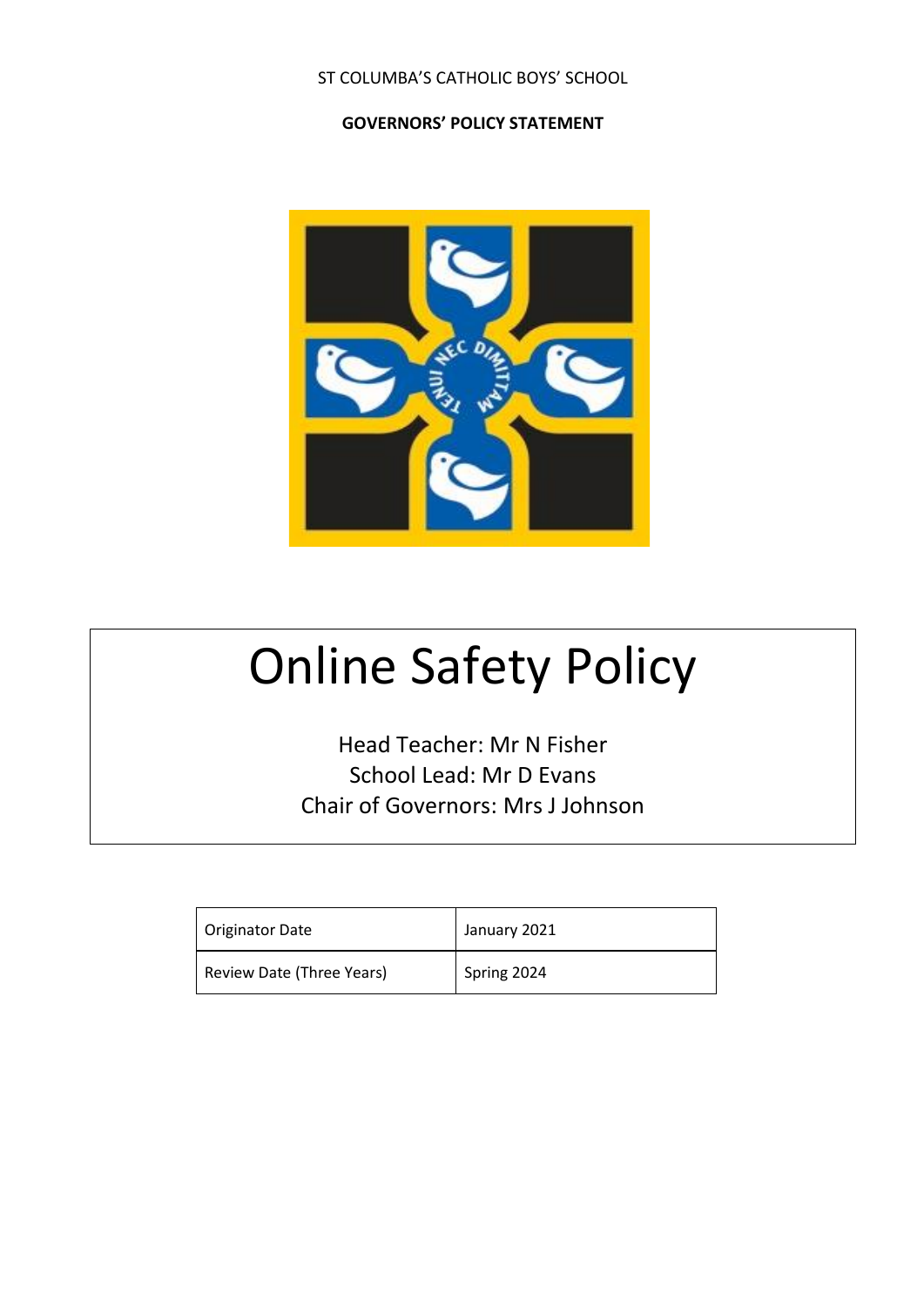ST COLUMBA'S CATHOLIC BOYS' SCHOOL

**GOVERNORS' POLICY STATEMENT**

# Online Safety Policy

Head Teacher: Mr N Fisher
School Lead: Mr D Evans
Chair of Governors: Mrs J Johnson

| Originator Date | January 2021 |
| --- | --- |
| Review Date (Three Years) | Spring 2024 |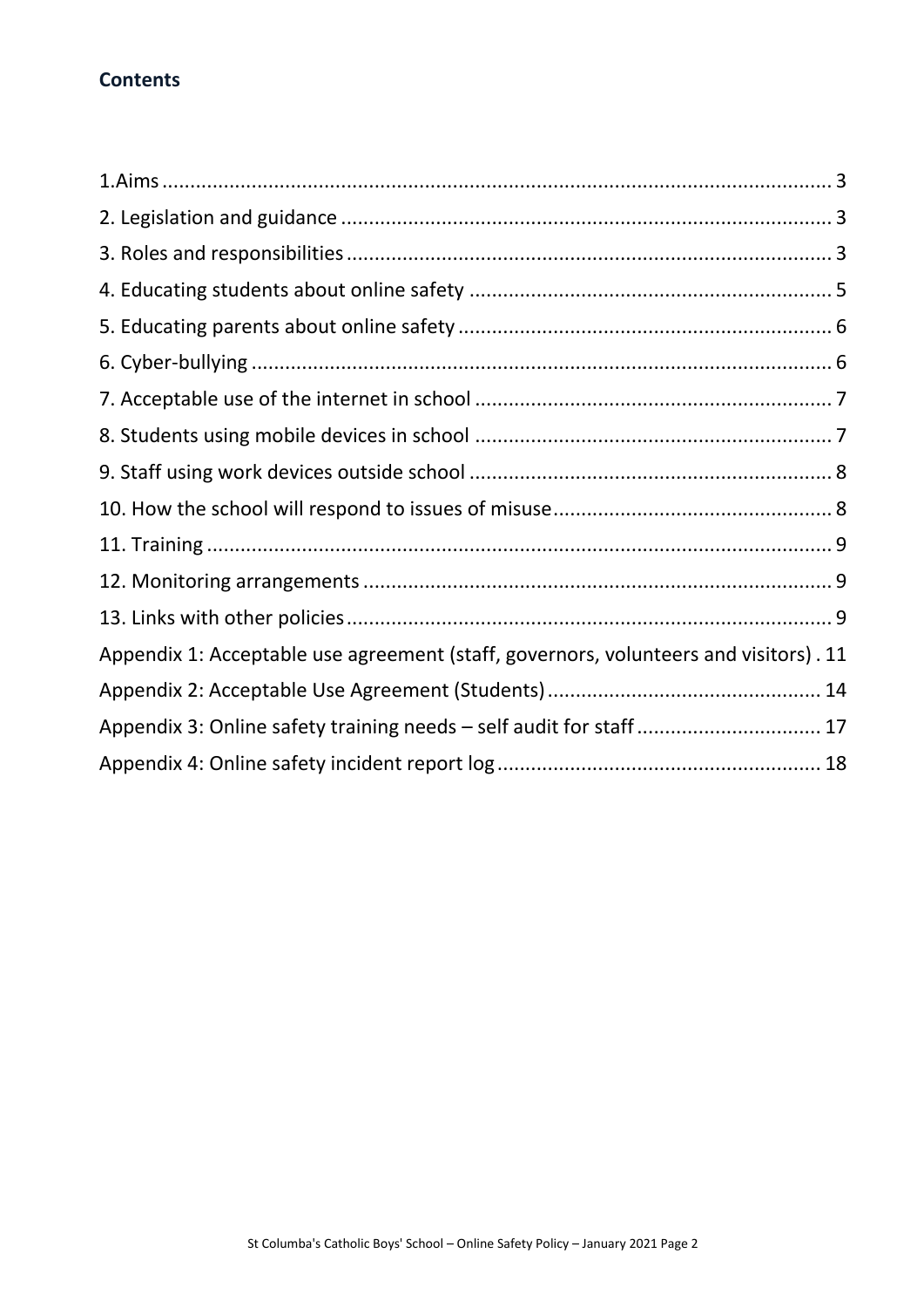## Contents

1.Aims ..... 3
2. Legislation and guidance ..... 3
3. Roles and responsibilities ..... 3
4. Educating students about online safety ..... 5
5. Educating parents about online safety ..... 6
6. Cyber-bullying ..... 6
7. Acceptable use of the internet in school ..... 7
8. Students using mobile devices in school ..... 7
9. Staff using work devices outside school ..... 8
10. How the school will respond to issues of misuse ..... 8
11. Training ..... 9
12. Monitoring arrangements ..... 9
13. Links with other policies ..... 9
Appendix 1: Acceptable use agreement (staff, governors, volunteers and visitors) . 11
Appendix 2: Acceptable Use Agreement (Students) ..... 14
Appendix 3: Online safety training needs – self audit for staff ..... 17
Appendix 4: Online safety incident report log ..... 18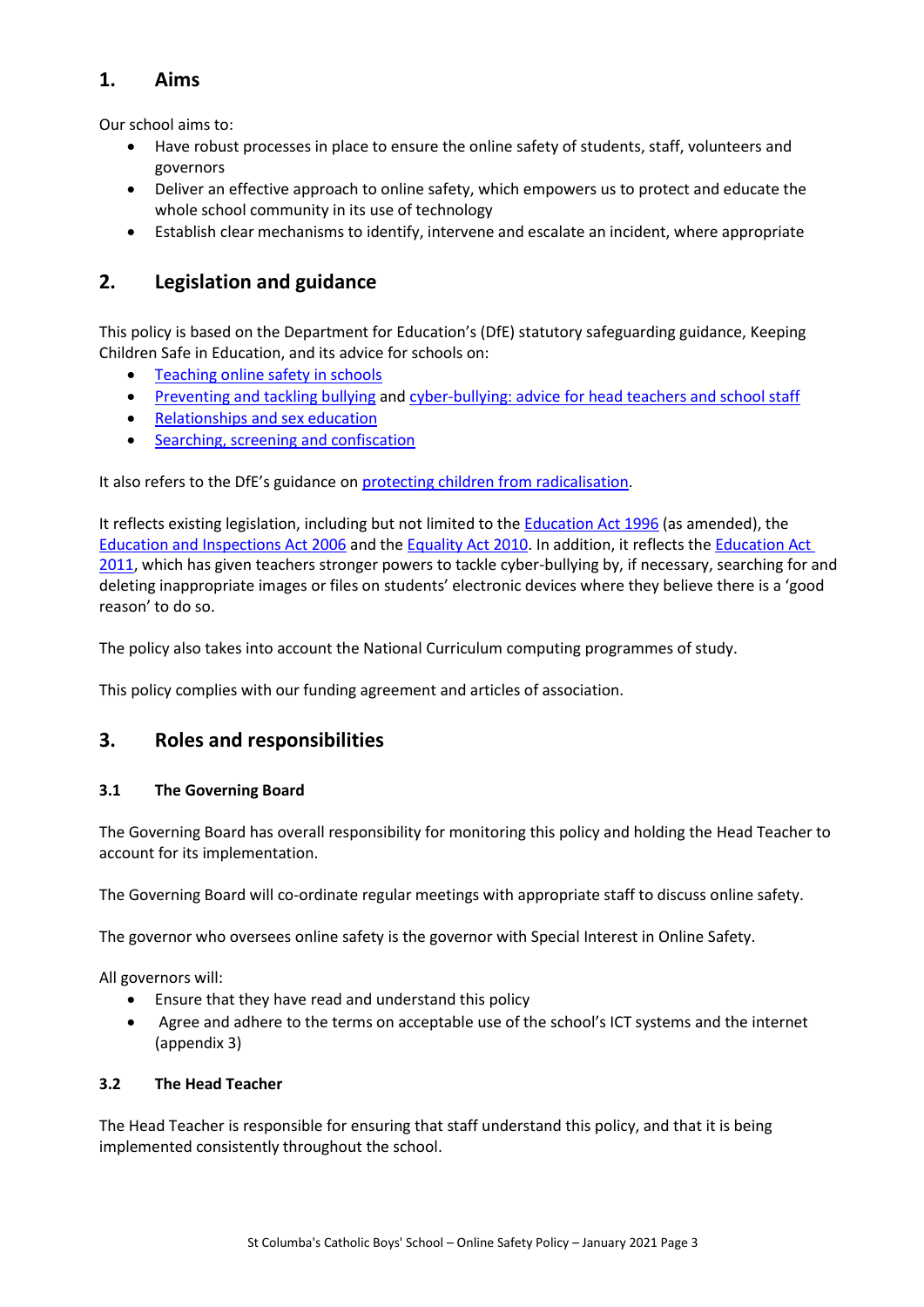## 1. Aims

Our school aims to:

- Have robust processes in place to ensure the online safety of students, staff, volunteers and governors
- Deliver an effective approach to online safety, which empowers us to protect and educate the whole school community in its use of technology
- Establish clear mechanisms to identify, intervene and escalate an incident, where appropriate

## 2. Legislation and guidance

This policy is based on the Department for Education's (DfE) statutory safeguarding guidance, Keeping Children Safe in Education, and its advice for schools on:

- Teaching online safety in schools
- Preventing and tackling bullying and cyber-bullying: advice for head teachers and school staff
- Relationships and sex education
- Searching, screening and confiscation

It also refers to the DfE's guidance on protecting children from radicalisation.

It reflects existing legislation, including but not limited to the Education Act 1996 (as amended), the Education and Inspections Act 2006 and the Equality Act 2010. In addition, it reflects the Education Act 2011, which has given teachers stronger powers to tackle cyber-bullying by, if necessary, searching for and deleting inappropriate images or files on students' electronic devices where they believe there is a 'good reason' to do so.

The policy also takes into account the National Curriculum computing programmes of study.

This policy complies with our funding agreement and articles of association.

## 3. Roles and responsibilities

### 3.1 The Governing Board

The Governing Board has overall responsibility for monitoring this policy and holding the Head Teacher to account for its implementation.

The Governing Board will co-ordinate regular meetings with appropriate staff to discuss online safety.

The governor who oversees online safety is the governor with Special Interest in Online Safety.

All governors will:

- Ensure that they have read and understand this policy
- Agree and adhere to the terms on acceptable use of the school's ICT systems and the internet (appendix 3)

### 3.2 The Head Teacher

The Head Teacher is responsible for ensuring that staff understand this policy, and that it is being implemented consistently throughout the school.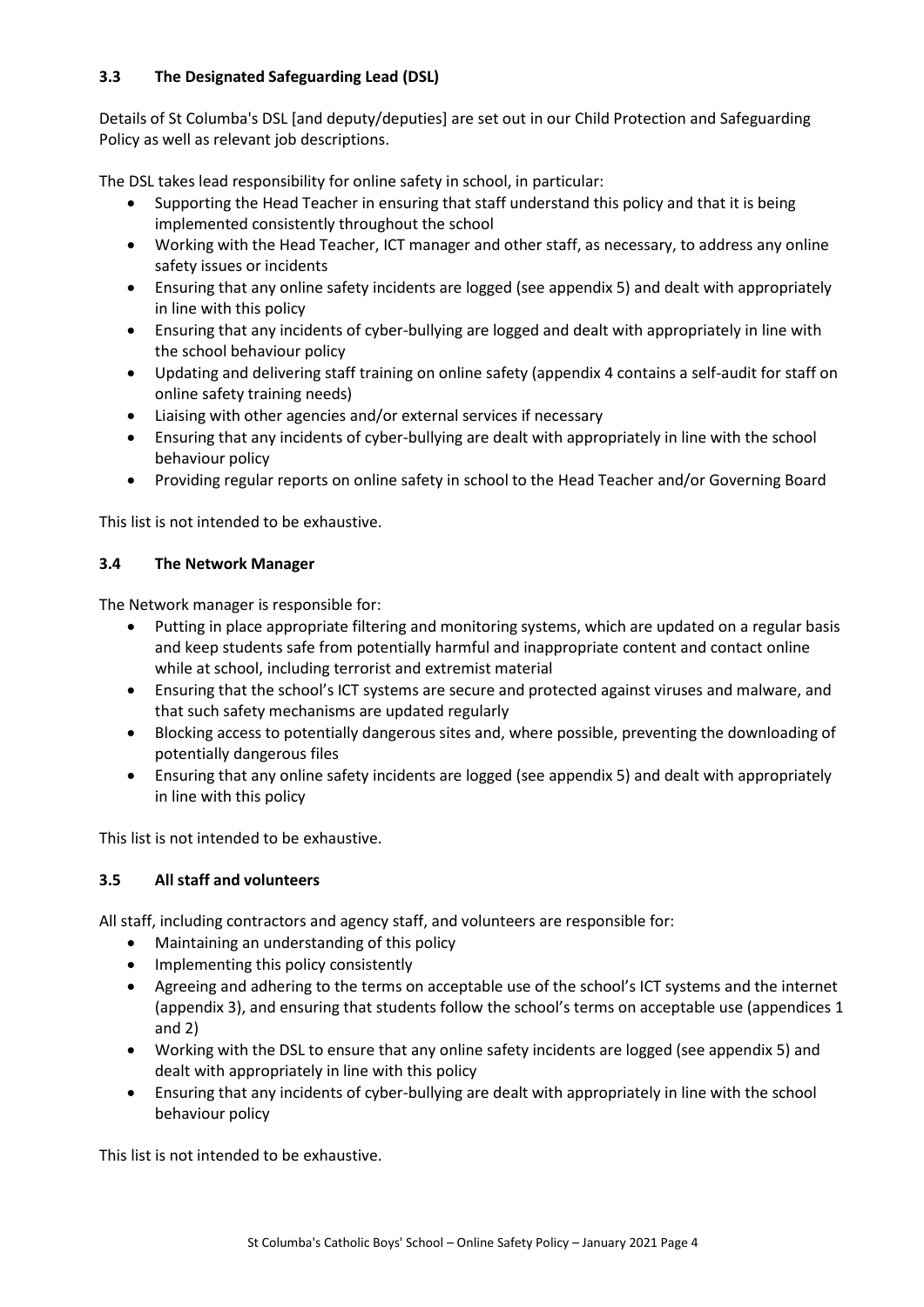### 3.3 The Designated Safeguarding Lead (DSL)

Details of St Columba's DSL [and deputy/deputies] are set out in our Child Protection and Safeguarding Policy as well as relevant job descriptions.

The DSL takes lead responsibility for online safety in school, in particular:

- Supporting the Head Teacher in ensuring that staff understand this policy and that it is being implemented consistently throughout the school
- Working with the Head Teacher, ICT manager and other staff, as necessary, to address any online safety issues or incidents
- Ensuring that any online safety incidents are logged (see appendix 5) and dealt with appropriately in line with this policy
- Ensuring that any incidents of cyber-bullying are logged and dealt with appropriately in line with the school behaviour policy
- Updating and delivering staff training on online safety (appendix 4 contains a self-audit for staff on online safety training needs)
- Liaising with other agencies and/or external services if necessary
- Ensuring that any incidents of cyber-bullying are dealt with appropriately in line with the school behaviour policy
- Providing regular reports on online safety in school to the Head Teacher and/or Governing Board

This list is not intended to be exhaustive.

### 3.4 The Network Manager

The Network manager is responsible for:

- Putting in place appropriate filtering and monitoring systems, which are updated on a regular basis and keep students safe from potentially harmful and inappropriate content and contact online while at school, including terrorist and extremist material
- Ensuring that the school's ICT systems are secure and protected against viruses and malware, and that such safety mechanisms are updated regularly
- Blocking access to potentially dangerous sites and, where possible, preventing the downloading of potentially dangerous files
- Ensuring that any online safety incidents are logged (see appendix 5) and dealt with appropriately in line with this policy

This list is not intended to be exhaustive.

### 3.5 All staff and volunteers

All staff, including contractors and agency staff, and volunteers are responsible for:

- Maintaining an understanding of this policy
- Implementing this policy consistently
- Agreeing and adhering to the terms on acceptable use of the school's ICT systems and the internet (appendix 3), and ensuring that students follow the school's terms on acceptable use (appendices 1 and 2)
- Working with the DSL to ensure that any online safety incidents are logged (see appendix 5) and dealt with appropriately in line with this policy
- Ensuring that any incidents of cyber-bullying are dealt with appropriately in line with the school behaviour policy

This list is not intended to be exhaustive.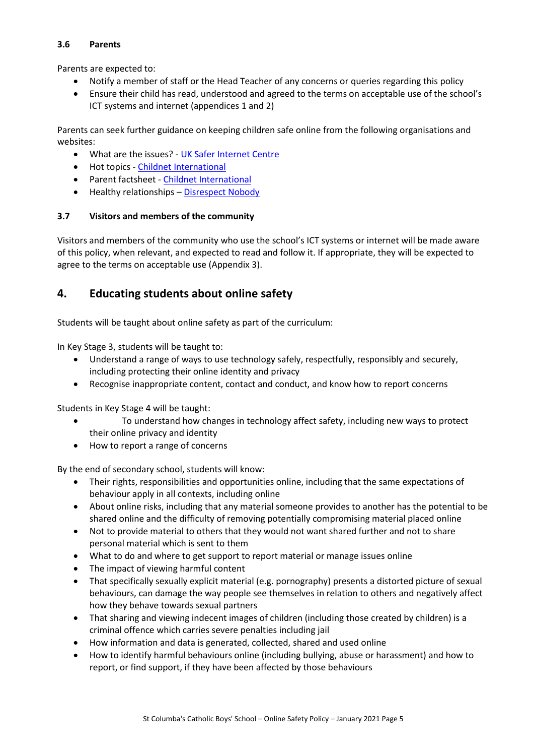### 3.6 Parents

Parents are expected to:

- Notify a member of staff or the Head Teacher of any concerns or queries regarding this policy
- Ensure their child has read, understood and agreed to the terms on acceptable use of the school's ICT systems and internet (appendices 1 and 2)

Parents can seek further guidance on keeping children safe online from the following organisations and websites:

- What are the issues? - UK Safer Internet Centre
- Hot topics - Childnet International
- Parent factsheet - Childnet International
- Healthy relationships – Disrespect Nobody

### 3.7 Visitors and members of the community

Visitors and members of the community who use the school's ICT systems or internet will be made aware of this policy, when relevant, and expected to read and follow it. If appropriate, they will be expected to agree to the terms on acceptable use (Appendix 3).

## 4. Educating students about online safety

Students will be taught about online safety as part of the curriculum:

In Key Stage 3, students will be taught to:

- Understand a range of ways to use technology safely, respectfully, responsibly and securely, including protecting their online identity and privacy
- Recognise inappropriate content, contact and conduct, and know how to report concerns

Students in Key Stage 4 will be taught:

- To understand how changes in technology affect safety, including new ways to protect their online privacy and identity
- How to report a range of concerns

By the end of secondary school, students will know:

- Their rights, responsibilities and opportunities online, including that the same expectations of behaviour apply in all contexts, including online
- About online risks, including that any material someone provides to another has the potential to be shared online and the difficulty of removing potentially compromising material placed online
- Not to provide material to others that they would not want shared further and not to share personal material which is sent to them
- What to do and where to get support to report material or manage issues online
- The impact of viewing harmful content
- That specifically sexually explicit material (e.g. pornography) presents a distorted picture of sexual behaviours, can damage the way people see themselves in relation to others and negatively affect how they behave towards sexual partners
- That sharing and viewing indecent images of children (including those created by children) is a criminal offence which carries severe penalties including jail
- How information and data is generated, collected, shared and used online
- How to identify harmful behaviours online (including bullying, abuse or harassment) and how to report, or find support, if they have been affected by those behaviours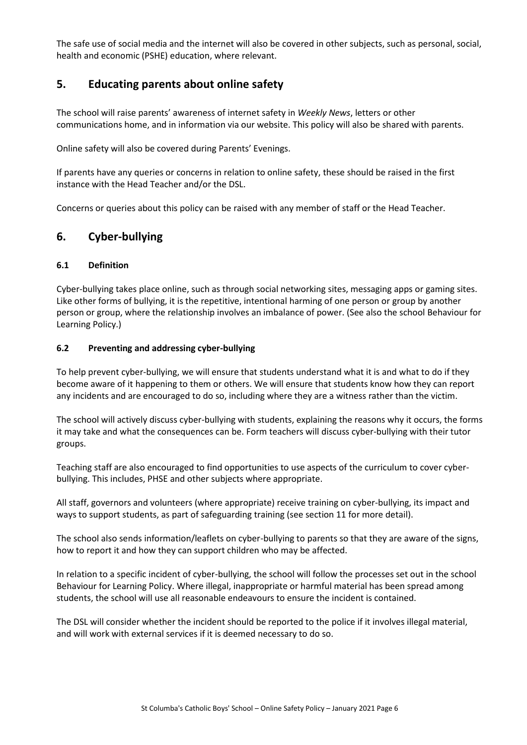The safe use of social media and the internet will also be covered in other subjects, such as personal, social, health and economic (PSHE) education, where relevant.

## 5. Educating parents about online safety

The school will raise parents' awareness of internet safety in *Weekly News*, letters or other communications home, and in information via our website. This policy will also be shared with parents.

Online safety will also be covered during Parents' Evenings.

If parents have any queries or concerns in relation to online safety, these should be raised in the first instance with the Head Teacher and/or the DSL.

Concerns or queries about this policy can be raised with any member of staff or the Head Teacher.

## 6. Cyber-bullying

### 6.1 Definition

Cyber-bullying takes place online, such as through social networking sites, messaging apps or gaming sites. Like other forms of bullying, it is the repetitive, intentional harming of one person or group by another person or group, where the relationship involves an imbalance of power. (See also the school Behaviour for Learning Policy.)

### 6.2 Preventing and addressing cyber-bullying

To help prevent cyber-bullying, we will ensure that students understand what it is and what to do if they become aware of it happening to them or others. We will ensure that students know how they can report any incidents and are encouraged to do so, including where they are a witness rather than the victim.

The school will actively discuss cyber-bullying with students, explaining the reasons why it occurs, the forms it may take and what the consequences can be. Form teachers will discuss cyber-bullying with their tutor groups.

Teaching staff are also encouraged to find opportunities to use aspects of the curriculum to cover cyber-bullying. This includes, PHSE and other subjects where appropriate.

All staff, governors and volunteers (where appropriate) receive training on cyber-bullying, its impact and ways to support students, as part of safeguarding training (see section 11 for more detail).

The school also sends information/leaflets on cyber-bullying to parents so that they are aware of the signs, how to report it and how they can support children who may be affected.

In relation to a specific incident of cyber-bullying, the school will follow the processes set out in the school Behaviour for Learning Policy. Where illegal, inappropriate or harmful material has been spread among students, the school will use all reasonable endeavours to ensure the incident is contained.

The DSL will consider whether the incident should be reported to the police if it involves illegal material, and will work with external services if it is deemed necessary to do so.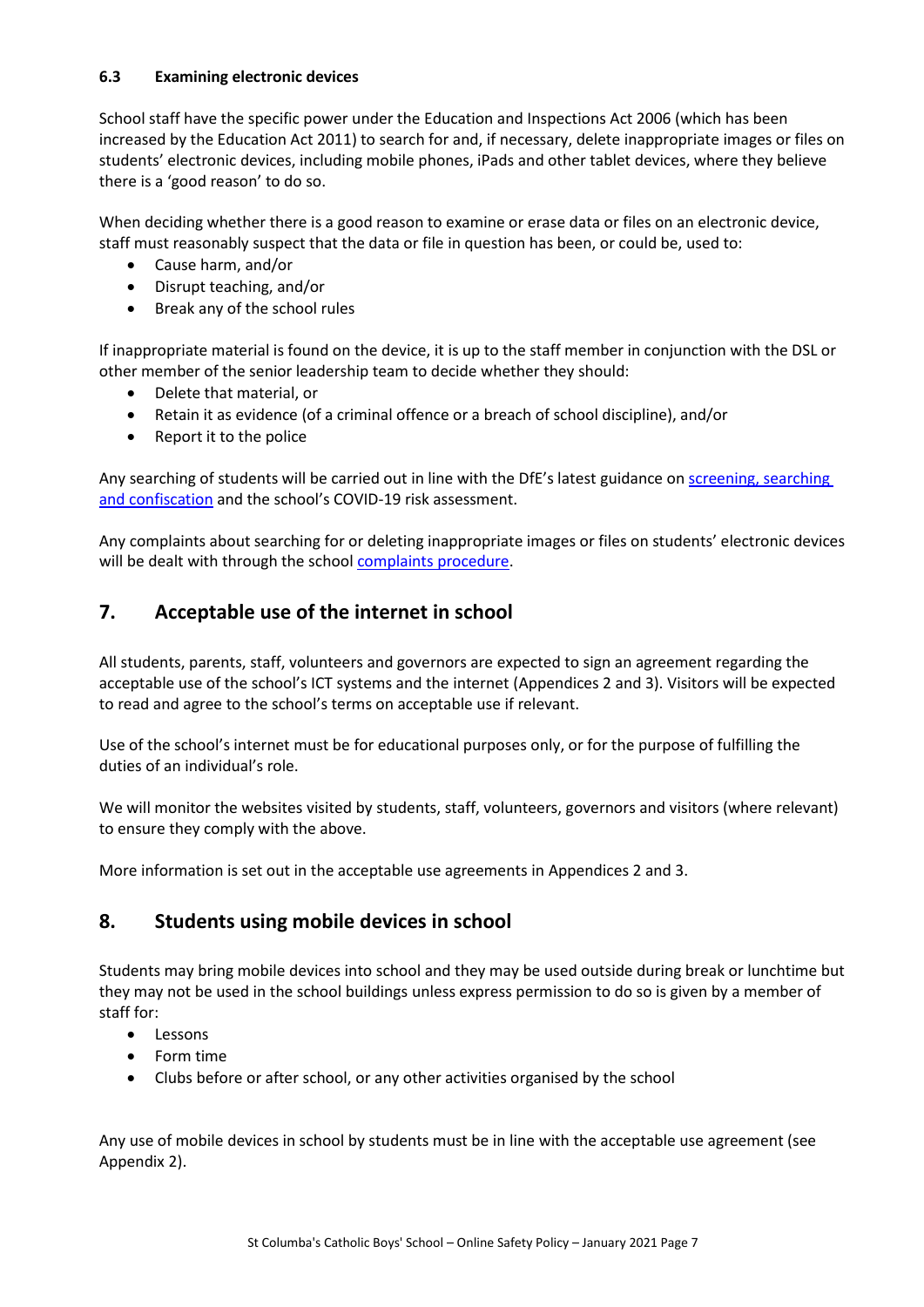### 6.3 Examining electronic devices

School staff have the specific power under the Education and Inspections Act 2006 (which has been increased by the Education Act 2011) to search for and, if necessary, delete inappropriate images or files on students' electronic devices, including mobile phones, iPads and other tablet devices, where they believe there is a 'good reason' to do so.

When deciding whether there is a good reason to examine or erase data or files on an electronic device, staff must reasonably suspect that the data or file in question has been, or could be, used to:

- Cause harm, and/or
- Disrupt teaching, and/or
- Break any of the school rules

If inappropriate material is found on the device, it is up to the staff member in conjunction with the DSL or other member of the senior leadership team to decide whether they should:

- Delete that material, or
- Retain it as evidence (of a criminal offence or a breach of school discipline), and/or
- Report it to the police

Any searching of students will be carried out in line with the DfE's latest guidance on screening, searching and confiscation and the school's COVID-19 risk assessment.

Any complaints about searching for or deleting inappropriate images or files on students' electronic devices will be dealt with through the school complaints procedure.

## 7. Acceptable use of the internet in school

All students, parents, staff, volunteers and governors are expected to sign an agreement regarding the acceptable use of the school's ICT systems and the internet (Appendices 2 and 3). Visitors will be expected to read and agree to the school's terms on acceptable use if relevant.

Use of the school's internet must be for educational purposes only, or for the purpose of fulfilling the duties of an individual's role.

We will monitor the websites visited by students, staff, volunteers, governors and visitors (where relevant) to ensure they comply with the above.

More information is set out in the acceptable use agreements in Appendices 2 and 3.

## 8. Students using mobile devices in school

Students may bring mobile devices into school and they may be used outside during break or lunchtime but they may not be used in the school buildings unless express permission to do so is given by a member of staff for:

- Lessons
- Form time
- Clubs before or after school, or any other activities organised by the school

Any use of mobile devices in school by students must be in line with the acceptable use agreement (see Appendix 2).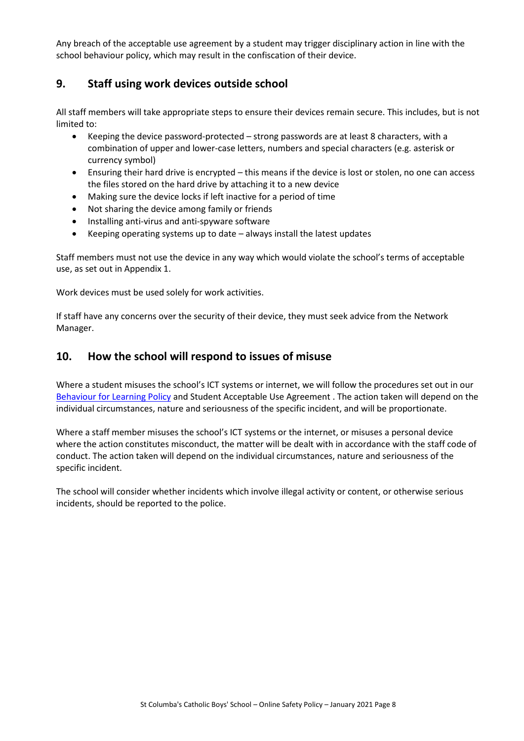Any breach of the acceptable use agreement by a student may trigger disciplinary action in line with the school behaviour policy, which may result in the confiscation of their device.

## 9. Staff using work devices outside school

All staff members will take appropriate steps to ensure their devices remain secure. This includes, but is not limited to:

- Keeping the device password-protected – strong passwords are at least 8 characters, with a combination of upper and lower-case letters, numbers and special characters (e.g. asterisk or currency symbol)
- Ensuring their hard drive is encrypted – this means if the device is lost or stolen, no one can access the files stored on the hard drive by attaching it to a new device
- Making sure the device locks if left inactive for a period of time
- Not sharing the device among family or friends
- Installing anti-virus and anti-spyware software
- Keeping operating systems up to date – always install the latest updates

Staff members must not use the device in any way which would violate the school's terms of acceptable use, as set out in Appendix 1.

Work devices must be used solely for work activities.

If staff have any concerns over the security of their device, they must seek advice from the Network Manager.

## 10. How the school will respond to issues of misuse

Where a student misuses the school's ICT systems or internet, we will follow the procedures set out in our Behaviour for Learning Policy and Student Acceptable Use Agreement . The action taken will depend on the individual circumstances, nature and seriousness of the specific incident, and will be proportionate.

Where a staff member misuses the school's ICT systems or the internet, or misuses a personal device where the action constitutes misconduct, the matter will be dealt with in accordance with the staff code of conduct. The action taken will depend on the individual circumstances, nature and seriousness of the specific incident.

The school will consider whether incidents which involve illegal activity or content, or otherwise serious incidents, should be reported to the police.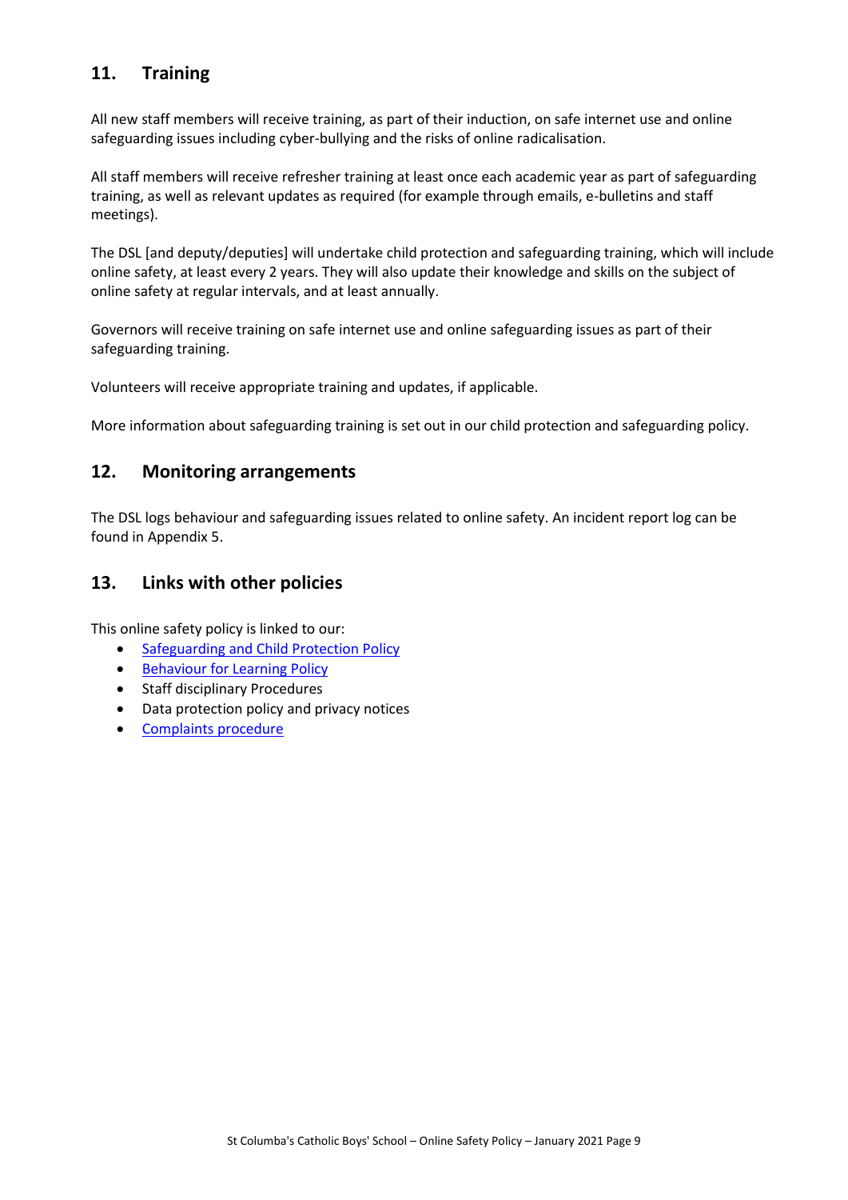## 11. Training

All new staff members will receive training, as part of their induction, on safe internet use and online safeguarding issues including cyber-bullying and the risks of online radicalisation.

All staff members will receive refresher training at least once each academic year as part of safeguarding training, as well as relevant updates as required (for example through emails, e-bulletins and staff meetings).

The DSL [and deputy/deputies] will undertake child protection and safeguarding training, which will include online safety, at least every 2 years. They will also update their knowledge and skills on the subject of online safety at regular intervals, and at least annually.

Governors will receive training on safe internet use and online safeguarding issues as part of their safeguarding training.

Volunteers will receive appropriate training and updates, if applicable.

More information about safeguarding training is set out in our child protection and safeguarding policy.

## 12. Monitoring arrangements

The DSL logs behaviour and safeguarding issues related to online safety. An incident report log can be found in Appendix 5.

## 13. Links with other policies

This online safety policy is linked to our:

- Safeguarding and Child Protection Policy
- Behaviour for Learning Policy
- Staff disciplinary Procedures
- Data protection policy and privacy notices
- Complaints procedure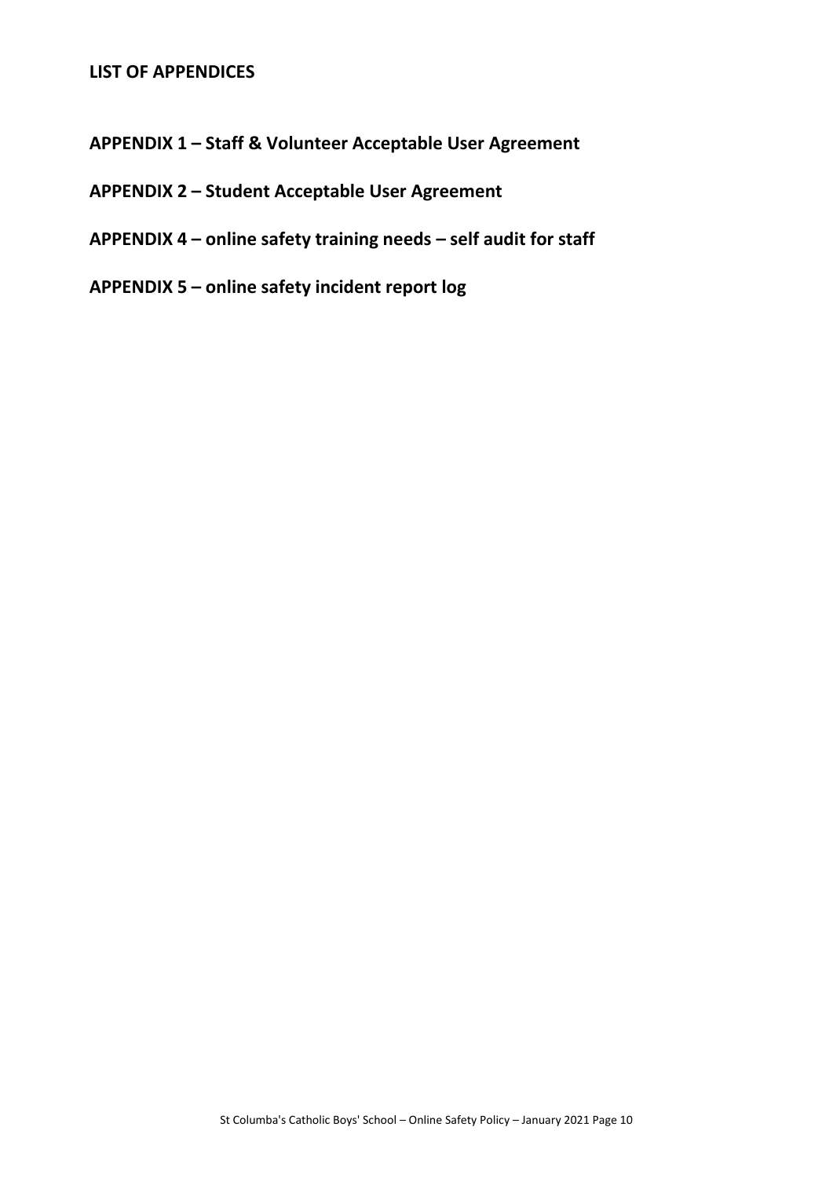## LIST OF APPENDICES

### APPENDIX 1 – Staff & Volunteer Acceptable User Agreement

### APPENDIX 2 – Student Acceptable User Agreement

### APPENDIX 4 – online safety training needs – self audit for staff

### APPENDIX 5 – online safety incident report log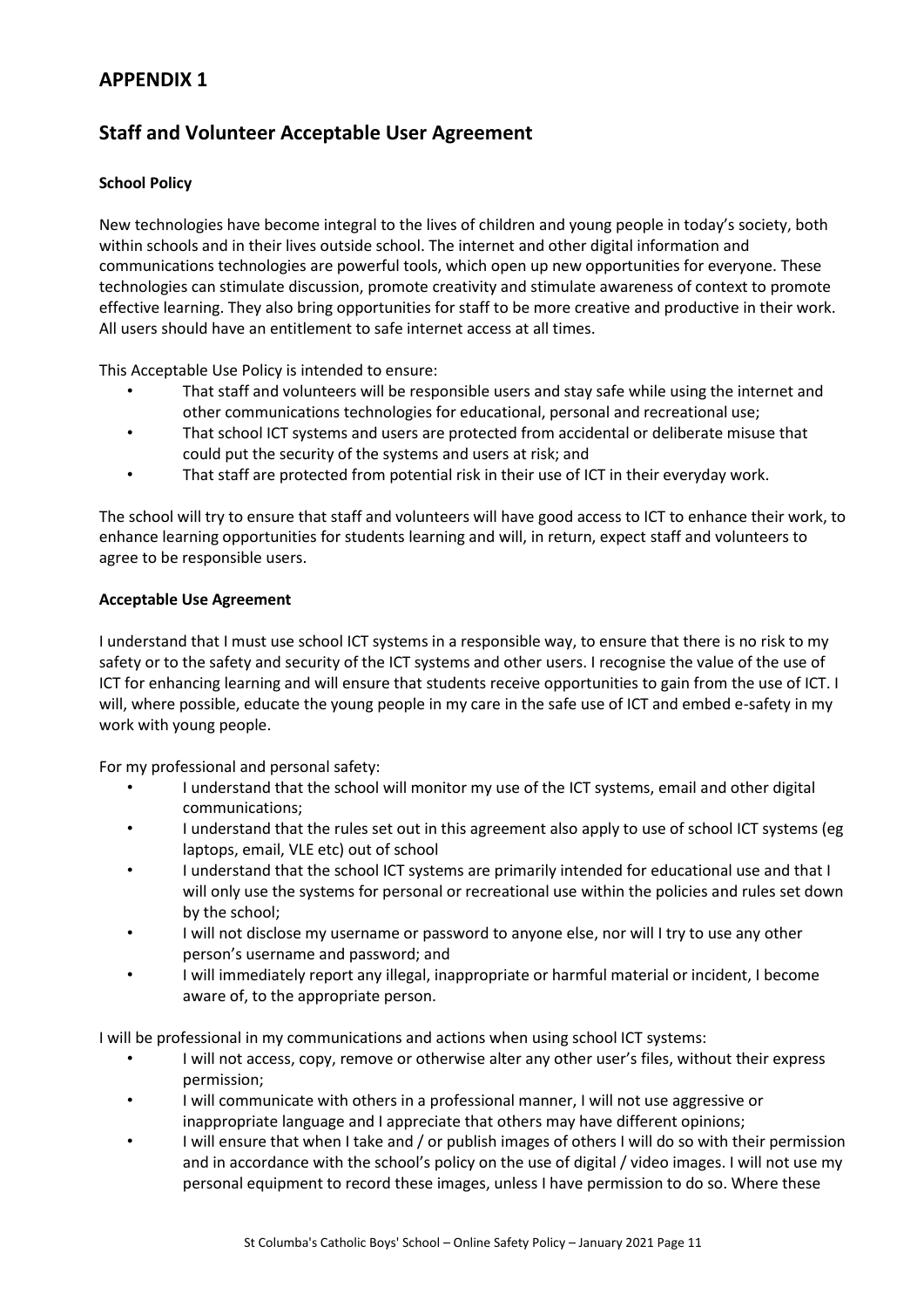## APPENDIX 1

## Staff and Volunteer Acceptable User Agreement

**School Policy**

New technologies have become integral to the lives of children and young people in today's society, both within schools and in their lives outside school. The internet and other digital information and communications technologies are powerful tools, which open up new opportunities for everyone. These technologies can stimulate discussion, promote creativity and stimulate awareness of context to promote effective learning. They also bring opportunities for staff to be more creative and productive in their work. All users should have an entitlement to safe internet access at all times.

This Acceptable Use Policy is intended to ensure:

- That staff and volunteers will be responsible users and stay safe while using the internet and other communications technologies for educational, personal and recreational use;
- That school ICT systems and users are protected from accidental or deliberate misuse that could put the security of the systems and users at risk; and
- That staff are protected from potential risk in their use of ICT in their everyday work.

The school will try to ensure that staff and volunteers will have good access to ICT to enhance their work, to enhance learning opportunities for students learning and will, in return, expect staff and volunteers to agree to be responsible users.

**Acceptable Use Agreement**

I understand that I must use school ICT systems in a responsible way, to ensure that there is no risk to my safety or to the safety and security of the ICT systems and other users. I recognise the value of the use of ICT for enhancing learning and will ensure that students receive opportunities to gain from the use of ICT. I will, where possible, educate the young people in my care in the safe use of ICT and embed e-safety in my work with young people.

For my professional and personal safety:

- I understand that the school will monitor my use of the ICT systems, email and other digital communications;
- I understand that the rules set out in this agreement also apply to use of school ICT systems (eg laptops, email, VLE etc) out of school
- I understand that the school ICT systems are primarily intended for educational use and that I will only use the systems for personal or recreational use within the policies and rules set down by the school;
- I will not disclose my username or password to anyone else, nor will I try to use any other person's username and password; and
- I will immediately report any illegal, inappropriate or harmful material or incident, I become aware of, to the appropriate person.

I will be professional in my communications and actions when using school ICT systems:

- I will not access, copy, remove or otherwise alter any other user's files, without their express permission;
- I will communicate with others in a professional manner, I will not use aggressive or inappropriate language and I appreciate that others may have different opinions;
- I will ensure that when I take and / or publish images of others I will do so with their permission and in accordance with the school's policy on the use of digital / video images. I will not use my personal equipment to record these images, unless I have permission to do so. Where these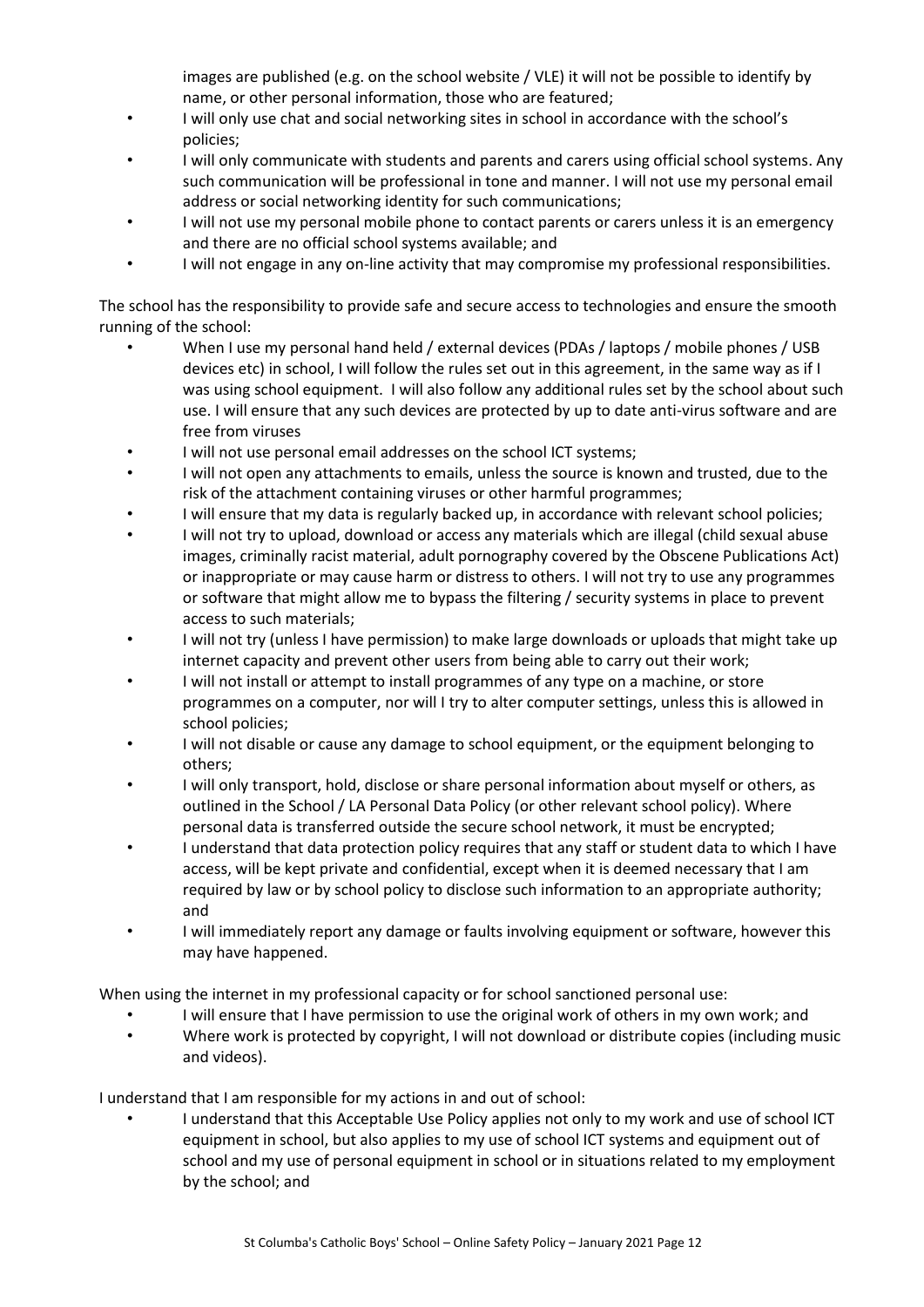images are published (e.g. on the school website / VLE) it will not be possible to identify by name, or other personal information, those who are featured;

- I will only use chat and social networking sites in school in accordance with the school's policies;
- I will only communicate with students and parents and carers using official school systems. Any such communication will be professional in tone and manner. I will not use my personal email address or social networking identity for such communications;
- I will not use my personal mobile phone to contact parents or carers unless it is an emergency and there are no official school systems available; and
- I will not engage in any on-line activity that may compromise my professional responsibilities.

The school has the responsibility to provide safe and secure access to technologies and ensure the smooth running of the school:

- When I use my personal hand held / external devices (PDAs / laptops / mobile phones / USB devices etc) in school, I will follow the rules set out in this agreement, in the same way as if I was using school equipment. I will also follow any additional rules set by the school about such use. I will ensure that any such devices are protected by up to date anti-virus software and are free from viruses
- I will not use personal email addresses on the school ICT systems;
- I will not open any attachments to emails, unless the source is known and trusted, due to the risk of the attachment containing viruses or other harmful programmes;
- I will ensure that my data is regularly backed up, in accordance with relevant school policies;
- I will not try to upload, download or access any materials which are illegal (child sexual abuse images, criminally racist material, adult pornography covered by the Obscene Publications Act) or inappropriate or may cause harm or distress to others. I will not try to use any programmes or software that might allow me to bypass the filtering / security systems in place to prevent access to such materials;
- I will not try (unless I have permission) to make large downloads or uploads that might take up internet capacity and prevent other users from being able to carry out their work;
- I will not install or attempt to install programmes of any type on a machine, or store programmes on a computer, nor will I try to alter computer settings, unless this is allowed in school policies;
- I will not disable or cause any damage to school equipment, or the equipment belonging to others;
- I will only transport, hold, disclose or share personal information about myself or others, as outlined in the School / LA Personal Data Policy (or other relevant school policy). Where personal data is transferred outside the secure school network, it must be encrypted;
- I understand that data protection policy requires that any staff or student data to which I have access, will be kept private and confidential, except when it is deemed necessary that I am required by law or by school policy to disclose such information to an appropriate authority; and
- I will immediately report any damage or faults involving equipment or software, however this may have happened.

When using the internet in my professional capacity or for school sanctioned personal use:

- I will ensure that I have permission to use the original work of others in my own work; and
- Where work is protected by copyright, I will not download or distribute copies (including music and videos).

I understand that I am responsible for my actions in and out of school:

- I understand that this Acceptable Use Policy applies not only to my work and use of school ICT equipment in school, but also applies to my use of school ICT systems and equipment out of school and my use of personal equipment in school or in situations related to my employment by the school; and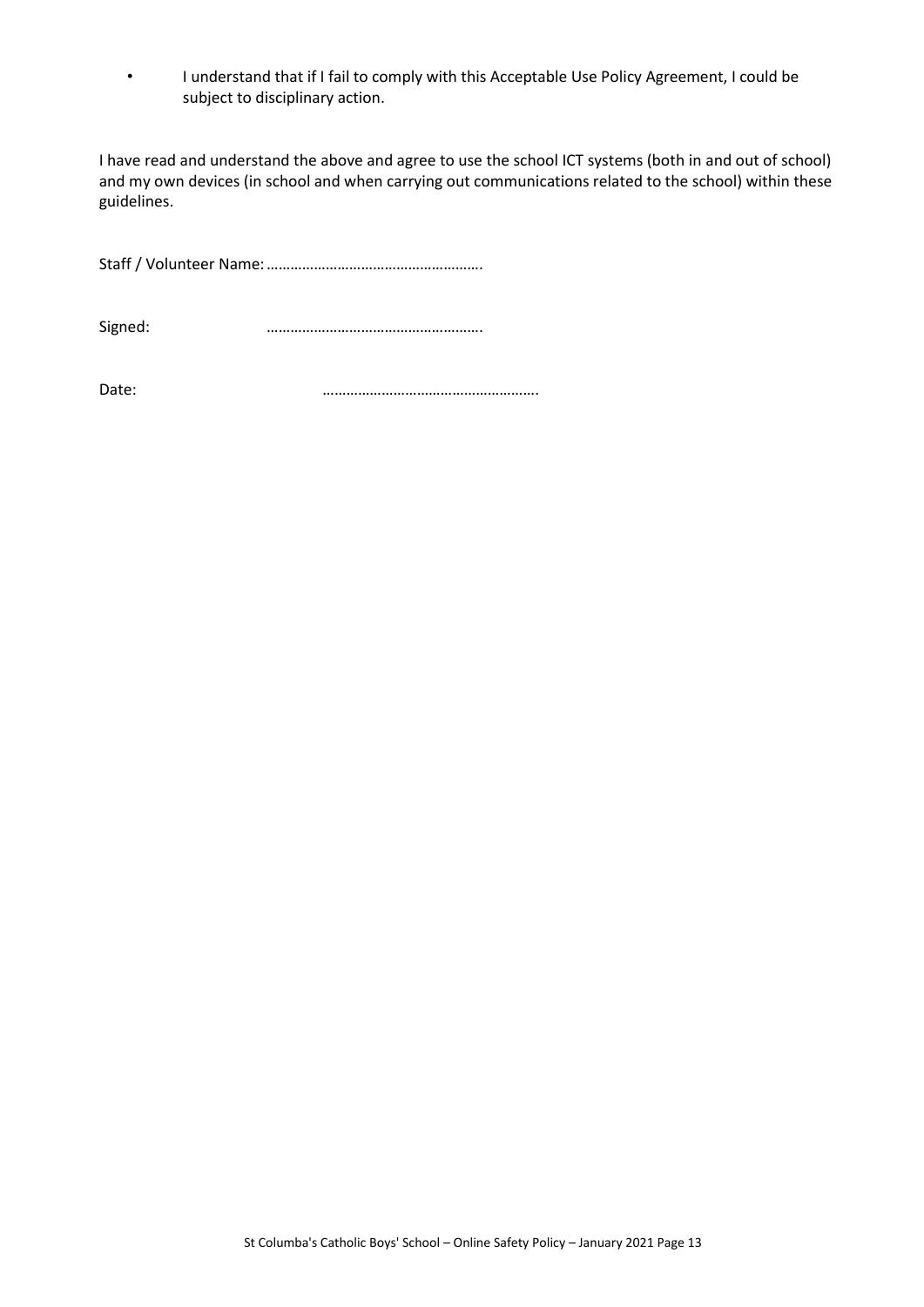- I understand that if I fail to comply with this Acceptable Use Policy Agreement, I could be subject to disciplinary action.

I have read and understand the above and agree to use the school ICT systems (both in and out of school) and my own devices (in school and when carrying out communications related to the school) within these guidelines.

Staff / Volunteer Name: ……………………………………………….

Signed: ……………………………………………….

Date: ……………………………………………….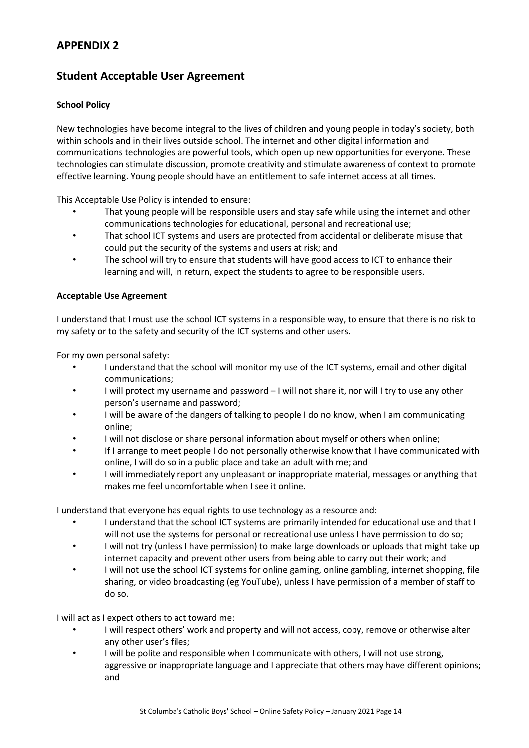## APPENDIX 2

## Student Acceptable User Agreement

### School Policy

New technologies have become integral to the lives of children and young people in today's society, both within schools and in their lives outside school. The internet and other digital information and communications technologies are powerful tools, which open up new opportunities for everyone. These technologies can stimulate discussion, promote creativity and stimulate awareness of context to promote effective learning. Young people should have an entitlement to safe internet access at all times.

This Acceptable Use Policy is intended to ensure:

- That young people will be responsible users and stay safe while using the internet and other communications technologies for educational, personal and recreational use;
- That school ICT systems and users are protected from accidental or deliberate misuse that could put the security of the systems and users at risk; and
- The school will try to ensure that students will have good access to ICT to enhance their learning and will, in return, expect the students to agree to be responsible users.

### Acceptable Use Agreement

I understand that I must use the school ICT systems in a responsible way, to ensure that there is no risk to my safety or to the safety and security of the ICT systems and other users.

For my own personal safety:

- I understand that the school will monitor my use of the ICT systems, email and other digital communications;
- I will protect my username and password – I will not share it, nor will I try to use any other person's username and password;
- I will be aware of the dangers of talking to people I do no know, when I am communicating online;
- I will not disclose or share personal information about myself or others when online;
- If I arrange to meet people I do not personally otherwise know that I have communicated with online, I will do so in a public place and take an adult with me; and
- I will immediately report any unpleasant or inappropriate material, messages or anything that makes me feel uncomfortable when I see it online.

I understand that everyone has equal rights to use technology as a resource and:

- I understand that the school ICT systems are primarily intended for educational use and that I will not use the systems for personal or recreational use unless I have permission to do so;
- I will not try (unless I have permission) to make large downloads or uploads that might take up internet capacity and prevent other users from being able to carry out their work; and
- I will not use the school ICT systems for online gaming, online gambling, internet shopping, file sharing, or video broadcasting (eg YouTube), unless I have permission of a member of staff to do so.

I will act as I expect others to act toward me:

- I will respect others' work and property and will not access, copy, remove or otherwise alter any other user's files;
- I will be polite and responsible when I communicate with others, I will not use strong, aggressive or inappropriate language and I appreciate that others may have different opinions; and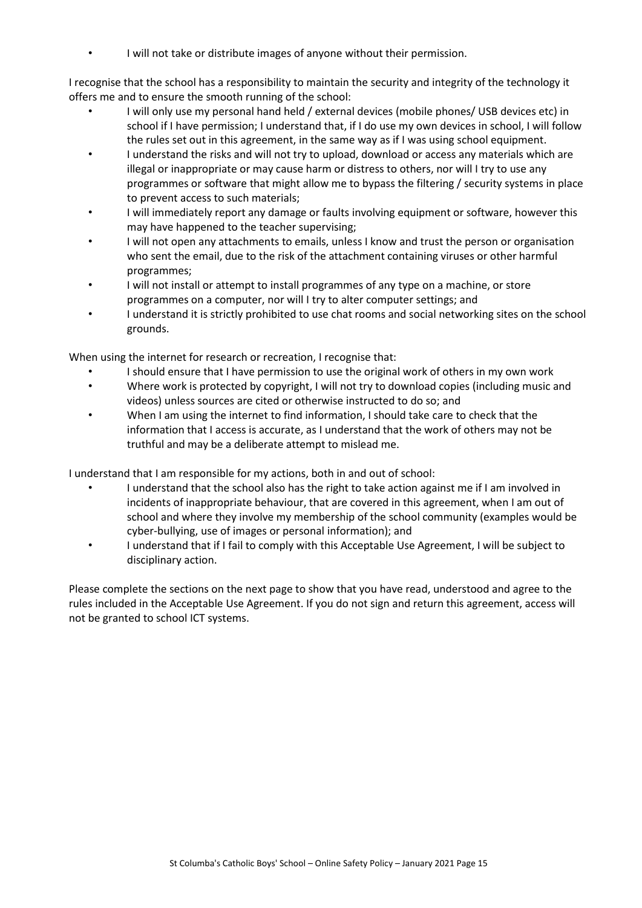- I will not take or distribute images of anyone without their permission.

I recognise that the school has a responsibility to maintain the security and integrity of the technology it offers me and to ensure the smooth running of the school:

- I will only use my personal hand held / external devices (mobile phones/ USB devices etc) in school if I have permission; I understand that, if I do use my own devices in school, I will follow the rules set out in this agreement, in the same way as if I was using school equipment.
- I understand the risks and will not try to upload, download or access any materials which are illegal or inappropriate or may cause harm or distress to others, nor will I try to use any programmes or software that might allow me to bypass the filtering / security systems in place to prevent access to such materials;
- I will immediately report any damage or faults involving equipment or software, however this may have happened to the teacher supervising;
- I will not open any attachments to emails, unless I know and trust the person or organisation who sent the email, due to the risk of the attachment containing viruses or other harmful programmes;
- I will not install or attempt to install programmes of any type on a machine, or store programmes on a computer, nor will I try to alter computer settings; and
- I understand it is strictly prohibited to use chat rooms and social networking sites on the school grounds.

When using the internet for research or recreation, I recognise that:

- I should ensure that I have permission to use the original work of others in my own work
- Where work is protected by copyright, I will not try to download copies (including music and videos) unless sources are cited or otherwise instructed to do so; and
- When I am using the internet to find information, I should take care to check that the information that I access is accurate, as I understand that the work of others may not be truthful and may be a deliberate attempt to mislead me.

I understand that I am responsible for my actions, both in and out of school:

- I understand that the school also has the right to take action against me if I am involved in incidents of inappropriate behaviour, that are covered in this agreement, when I am out of school and where they involve my membership of the school community (examples would be cyber-bullying, use of images or personal information); and
- I understand that if I fail to comply with this Acceptable Use Agreement, I will be subject to disciplinary action.

Please complete the sections on the next page to show that you have read, understood and agree to the rules included in the Acceptable Use Agreement. If you do not sign and return this agreement, access will not be granted to school ICT systems.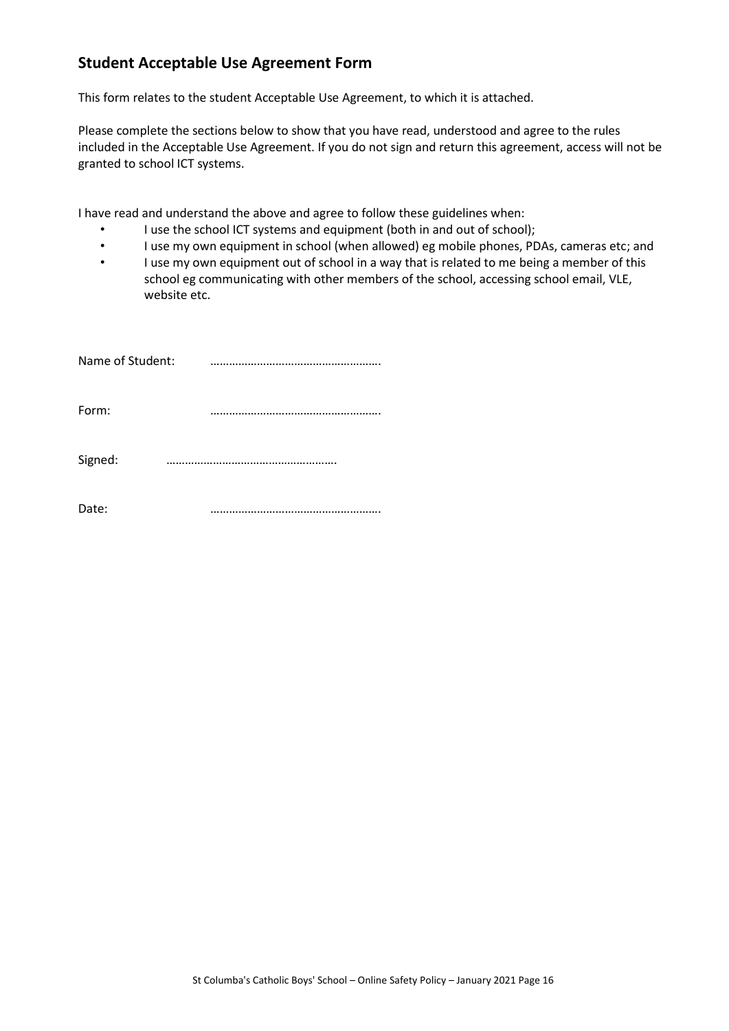## Student Acceptable Use Agreement Form

This form relates to the student Acceptable Use Agreement, to which it is attached.

Please complete the sections below to show that you have read, understood and agree to the rules included in the Acceptable Use Agreement. If you do not sign and return this agreement, access will not be granted to school ICT systems.

I have read and understand the above and agree to follow these guidelines when:

- I use the school ICT systems and equipment (both in and out of school);
- I use my own equipment in school (when allowed) eg mobile phones, PDAs, cameras etc; and
- I use my own equipment out of school in a way that is related to me being a member of this school eg communicating with other members of the school, accessing school email, VLE, website etc.

Name of Student: ……………………………………………….

Form: ……………………………………………….

Signed: ……………………………………………….

Date: ……………………………………………….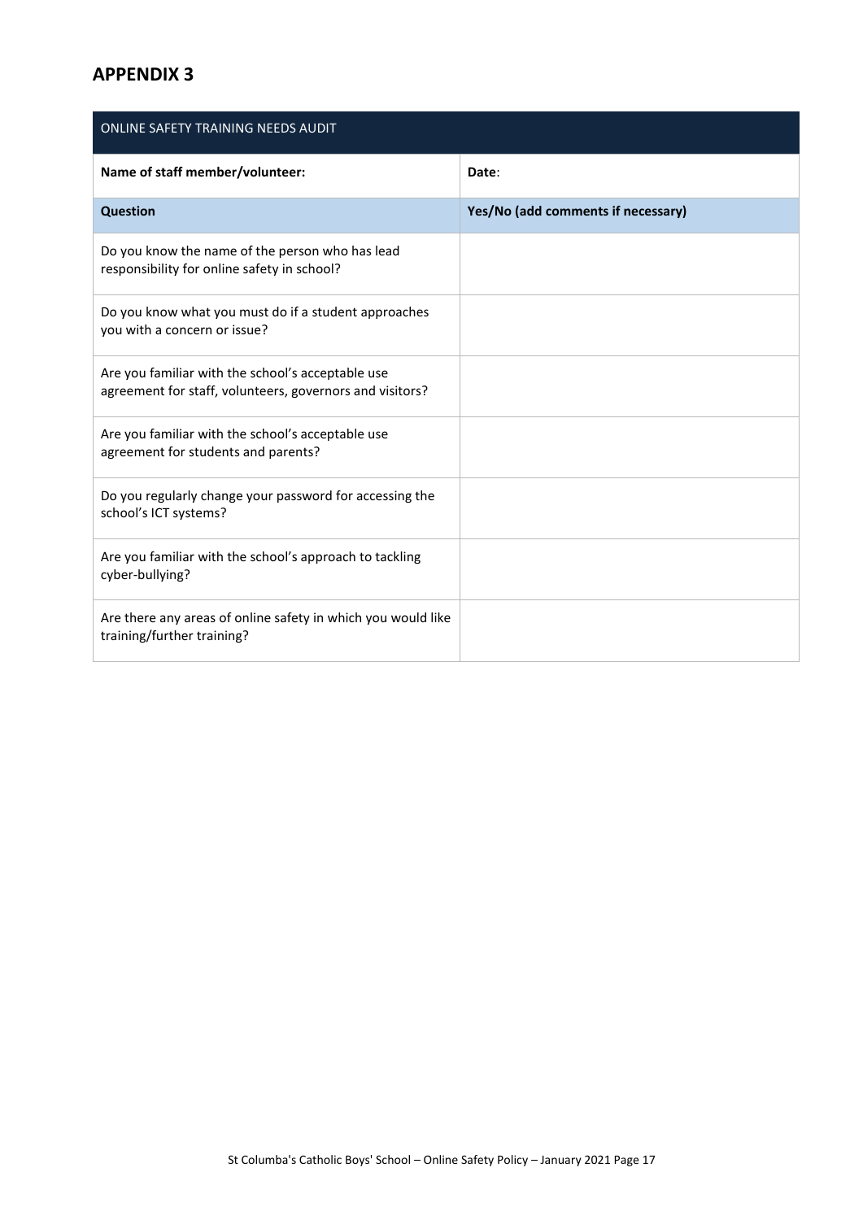# APPENDIX 3

| ONLINE SAFETY TRAINING NEEDS AUDIT | |
|---|---|
| **Name of staff member/volunteer:** | **Date**: |
| **Question** | **Yes/No (add comments if necessary)** |
| Do you know the name of the person who has lead responsibility for online safety in school? | |
| Do you know what you must do if a student approaches you with a concern or issue? | |
| Are you familiar with the school's acceptable use agreement for staff, volunteers, governors and visitors? | |
| Are you familiar with the school's acceptable use agreement for students and parents? | |
| Do you regularly change your password for accessing the school's ICT systems? | |
| Are you familiar with the school's approach to tackling cyber-bullying? | |
| Are there any areas of online safety in which you would like training/further training? | |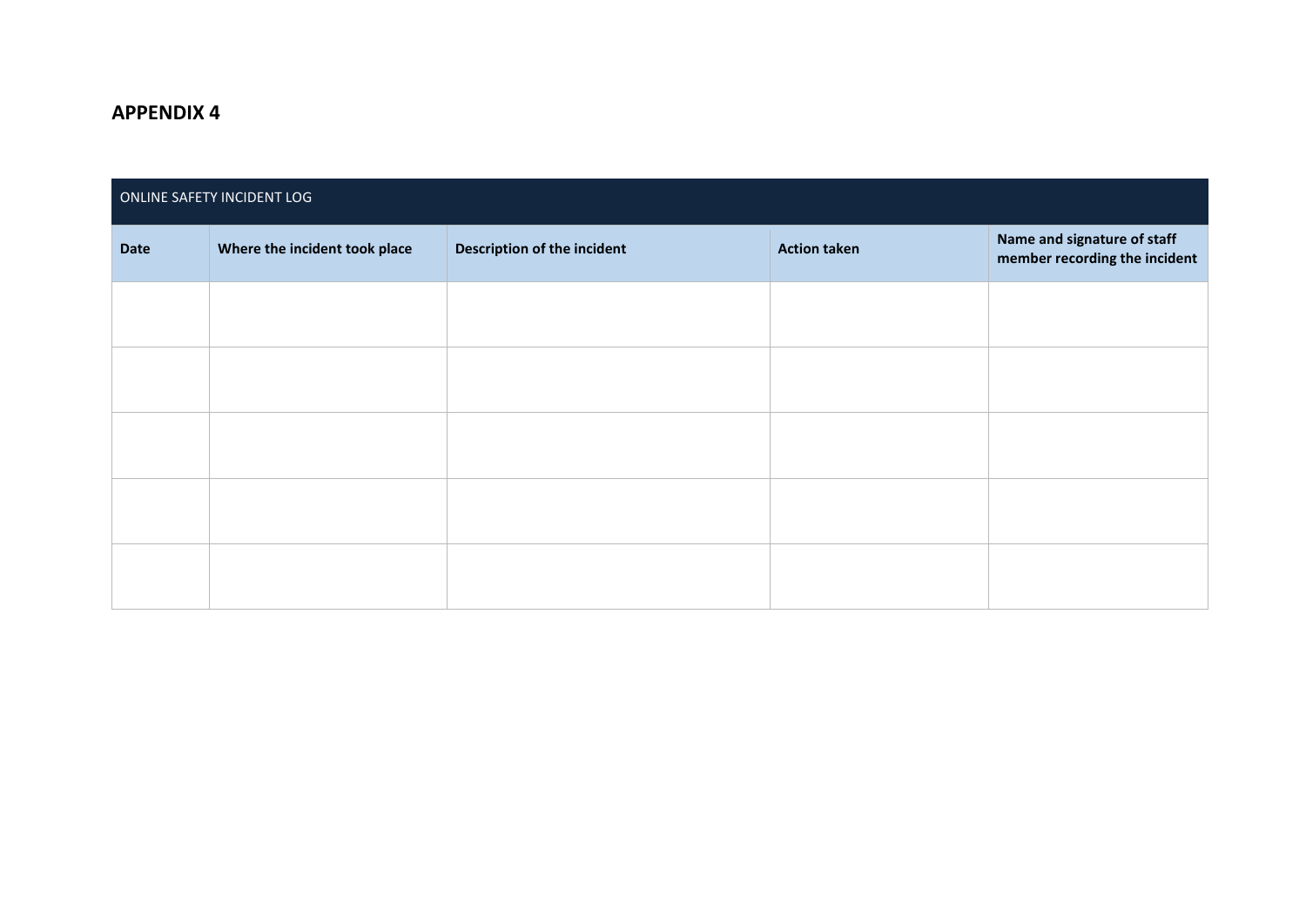## APPENDIX 4

| ONLINE SAFETY INCIDENT LOG | | | | |
|---|---|---|---|---|
| **Date** | **Where the incident took place** | **Description of the incident** | **Action taken** | **Name and signature of staff member recording the incident** |
| | | | | |
| | | | | |
| | | | | |
| | | | | |
| | | | | |